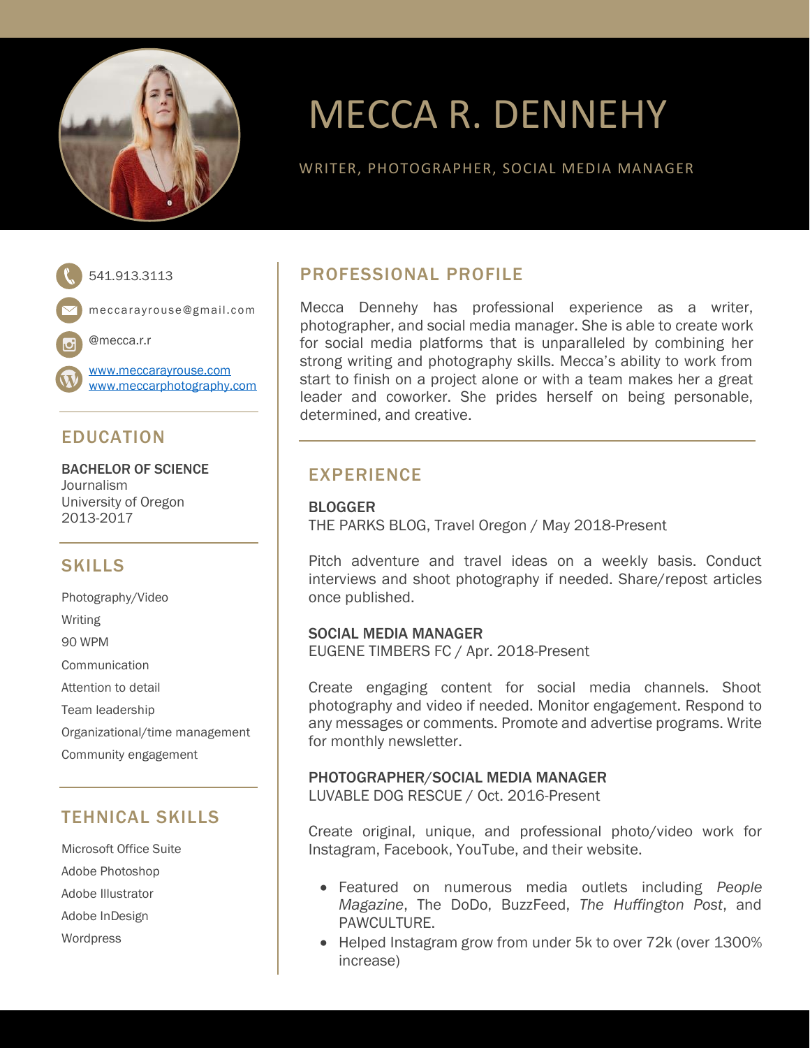# MECCA R. DENNEHY

WRITER, PHOTOGRAPHER, SOCIAL MEDIA MANAGER

541.913.3113

meccarayrouse@gmail.com

@mecca.r.r

www.meccarayrouse.com
www.meccarphotography.com

## EDUCATION

**BACHELOR OF SCIENCE**
Journalism
University of Oregon
2013-2017

## SKILLS

Photography/Video
Writing
90 WPM
Communication
Attention to detail
Team leadership
Organizational/time management
Community engagement

## TEHNICAL SKILLS

Microsoft Office Suite
Adobe Photoshop
Adobe Illustrator
Adobe InDesign
Wordpress

## PROFESSIONAL PROFILE

Mecca Dennehy has professional experience as a writer, photographer, and social media manager. She is able to create work for social media platforms that is unparalleled by combining her strong writing and photography skills. Mecca's ability to work from start to finish on a project alone or with a team makes her a great leader and coworker. She prides herself on being personable, determined, and creative.

## EXPERIENCE

**BLOGGER**
THE PARKS BLOG, Travel Oregon / May 2018-Present

Pitch adventure and travel ideas on a weekly basis. Conduct interviews and shoot photography if needed. Share/repost articles once published.

**SOCIAL MEDIA MANAGER**
EUGENE TIMBERS FC / Apr. 2018-Present

Create engaging content for social media channels. Shoot photography and video if needed. Monitor engagement. Respond to any messages or comments. Promote and advertise programs. Write for monthly newsletter.

**PHOTOGRAPHER/SOCIAL MEDIA MANAGER**
LUVABLE DOG RESCUE / Oct. 2016-Present

Create original, unique, and professional photo/video work for Instagram, Facebook, YouTube, and their website.

- Featured on numerous media outlets including *People Magazine*, The DoDo, BuzzFeed, *The Huffington Post*, and PAWCULTURE.
- Helped Instagram grow from under 5k to over 72k (over 1300% increase)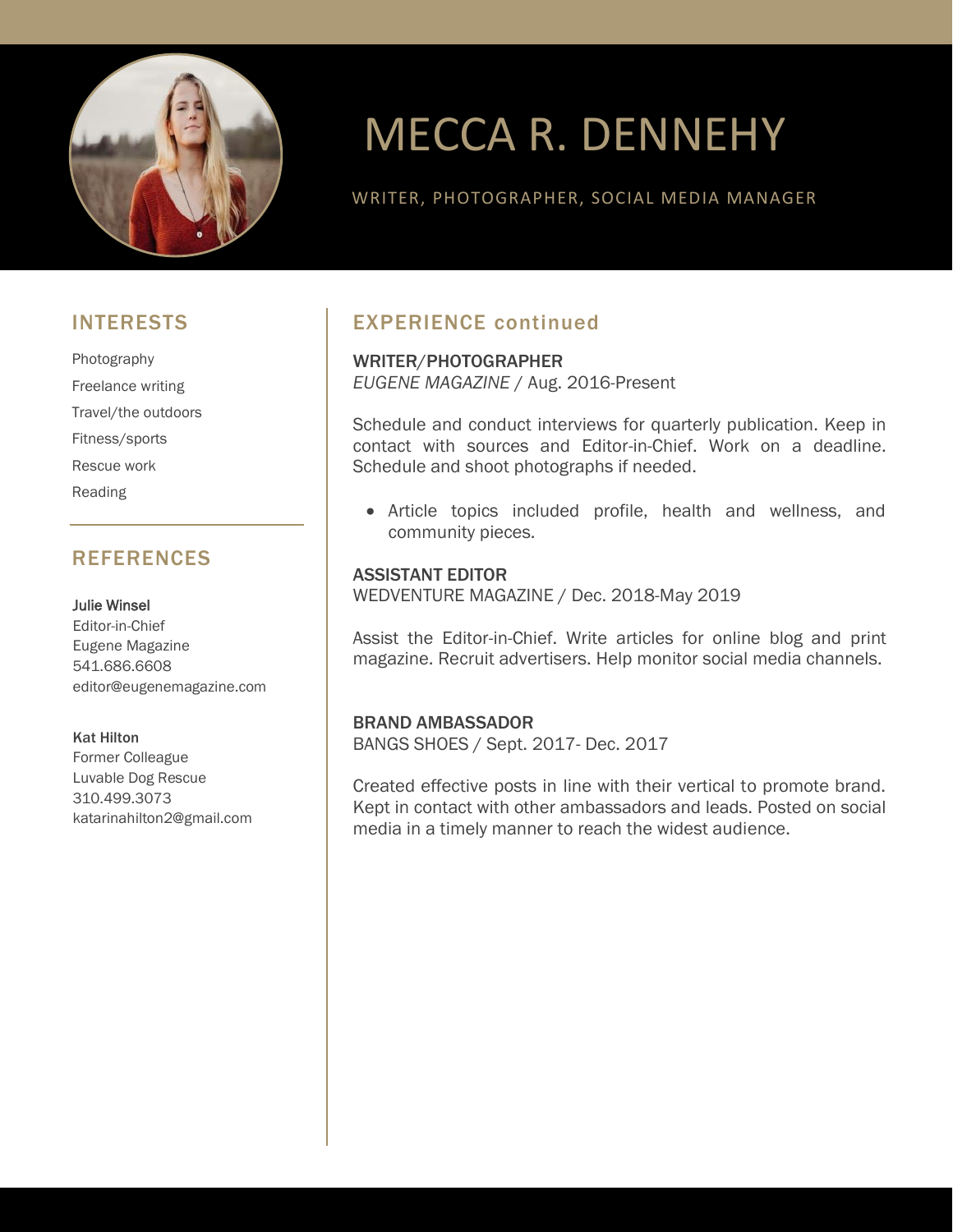# MECCA R. DENNEHY

WRITER, PHOTOGRAPHER, SOCIAL MEDIA MANAGER

## INTERESTS

Photography

Freelance writing

Travel/the outdoors

Fitness/sports

Rescue work

Reading

## REFERENCES

**Julie Winsel**
Editor-in-Chief
Eugene Magazine
541.686.6608
editor@eugenemagazine.com

**Kat Hilton**
Former Colleague
Luvable Dog Rescue
310.499.3073
katarinahilton2@gmail.com

## EXPERIENCE continued

**WRITER/PHOTOGRAPHER**
*EUGENE MAGAZINE* / Aug. 2016-Present

Schedule and conduct interviews for quarterly publication. Keep in contact with sources and Editor-in-Chief. Work on a deadline. Schedule and shoot photographs if needed.

- Article topics included profile, health and wellness, and community pieces.

**ASSISTANT EDITOR**
WEDVENTURE MAGAZINE / Dec. 2018-May 2019

Assist the Editor-in-Chief. Write articles for online blog and print magazine. Recruit advertisers. Help monitor social media channels.

**BRAND AMBASSADOR**
BANGS SHOES / Sept. 2017- Dec. 2017

Created effective posts in line with their vertical to promote brand. Kept in contact with other ambassadors and leads. Posted on social media in a timely manner to reach the widest audience.